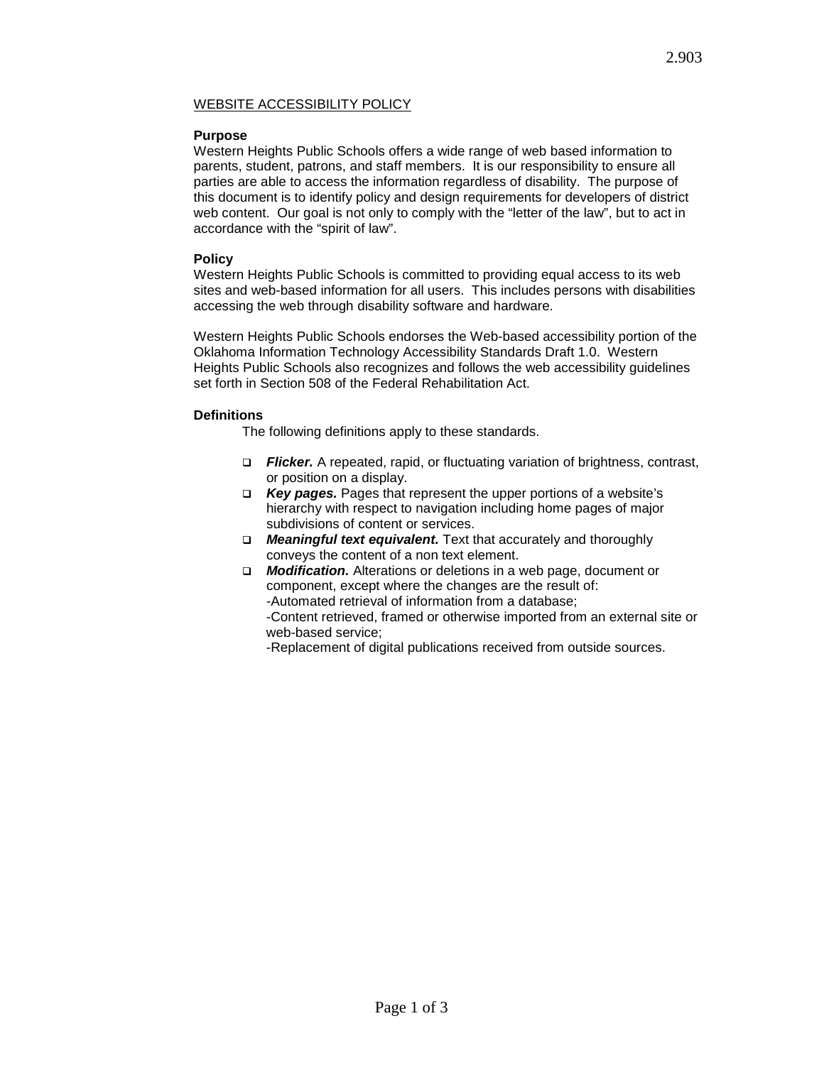WEBSITE ACCESSIBILITY POLICY

**Purpose**

Western Heights Public Schools offers a wide range of web based information to parents, student, patrons, and staff members. It is our responsibility to ensure all parties are able to access the information regardless of disability. The purpose of this document is to identify policy and design requirements for developers of district web content. Our goal is not only to comply with the "letter of the law", but to act in accordance with the "spirit of law".

**Policy**

Western Heights Public Schools is committed to providing equal access to its web sites and web-based information for all users. This includes persons with disabilities accessing the web through disability software and hardware.

Western Heights Public Schools endorses the Web-based accessibility portion of the Oklahoma Information Technology Accessibility Standards Draft 1.0. Western Heights Public Schools also recognizes and follows the web accessibility guidelines set forth in Section 508 of the Federal Rehabilitation Act.

**Definitions**

The following definitions apply to these standards.

- ***Flicker.*** A repeated, rapid, or fluctuating variation of brightness, contrast, or position on a display.
- ***Key pages.*** Pages that represent the upper portions of a website's hierarchy with respect to navigation including home pages of major subdivisions of content or services.
- ***Meaningful text equivalent.*** Text that accurately and thoroughly conveys the content of a non text element.
- ***Modification.*** Alterations or deletions in a web page, document or component, except where the changes are the result of:
  -Automated retrieval of information from a database;
  -Content retrieved, framed or otherwise imported from an external site or web-based service;
  -Replacement of digital publications received from outside sources.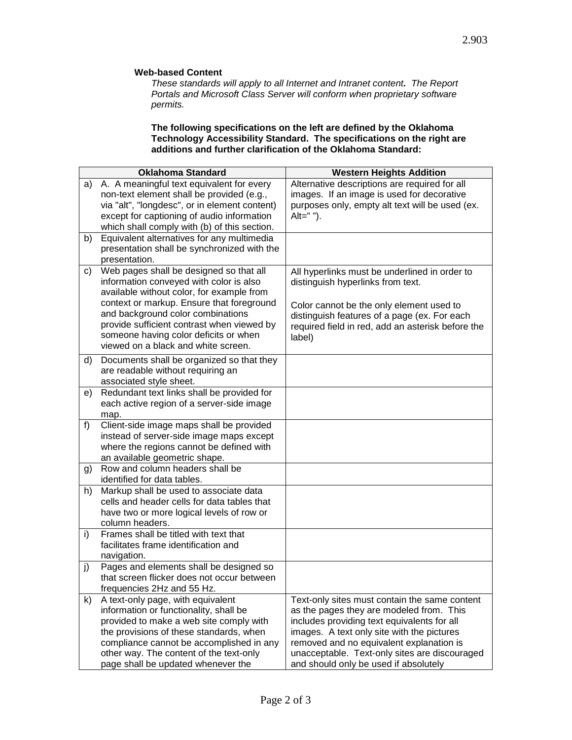**Web-based Content**

*These standards will apply to all Internet and Intranet content. The Report Portals and Microsoft Class Server will conform when proprietary software permits.*

**The following specifications on the left are defined by the Oklahoma Technology Accessibility Standard. The specifications on the right are additions and further clarification of the Oklahoma Standard:**

| Oklahoma Standard | Western Heights Addition |
|---|---|
| a) A. A meaningful text equivalent for every non-text element shall be provided (e.g., via "alt", "longdesc", or in element content) except for captioning of audio information which shall comply with (b) of this section. | Alternative descriptions are required for all images. If an image is used for decorative purposes only, empty alt text will be used (ex. Alt=" "). |
| b) Equivalent alternatives for any multimedia presentation shall be synchronized with the presentation. | |
| c) Web pages shall be designed so that all information conveyed with color is also available without color, for example from context or markup. Ensure that foreground and background color combinations provide sufficient contrast when viewed by someone having color deficits or when viewed on a black and white screen. | All hyperlinks must be underlined in order to distinguish hyperlinks from text.<br><br>Color cannot be the only element used to distinguish features of a page (ex. For each required field in red, add an asterisk before the label) |
| d) Documents shall be organized so that they are readable without requiring an associated style sheet. | |
| e) Redundant text links shall be provided for each active region of a server-side image map. | |
| f) Client-side image maps shall be provided instead of server-side image maps except where the regions cannot be defined with an available geometric shape. | |
| g) Row and column headers shall be identified for data tables. | |
| h) Markup shall be used to associate data cells and header cells for data tables that have two or more logical levels of row or column headers. | |
| i) Frames shall be titled with text that facilitates frame identification and navigation. | |
| j) Pages and elements shall be designed so that screen flicker does not occur between frequencies 2Hz and 55 Hz. | |
| k) A text-only page, with equivalent information or functionality, shall be provided to make a web site comply with the provisions of these standards, when compliance cannot be accomplished in any other way. The content of the text-only page shall be updated whenever the | Text-only sites must contain the same content as the pages they are modeled from. This includes providing text equivalents for all images. A text only site with the pictures removed and no equivalent explanation is unacceptable. Text-only sites are discouraged and should only be used if absolutely |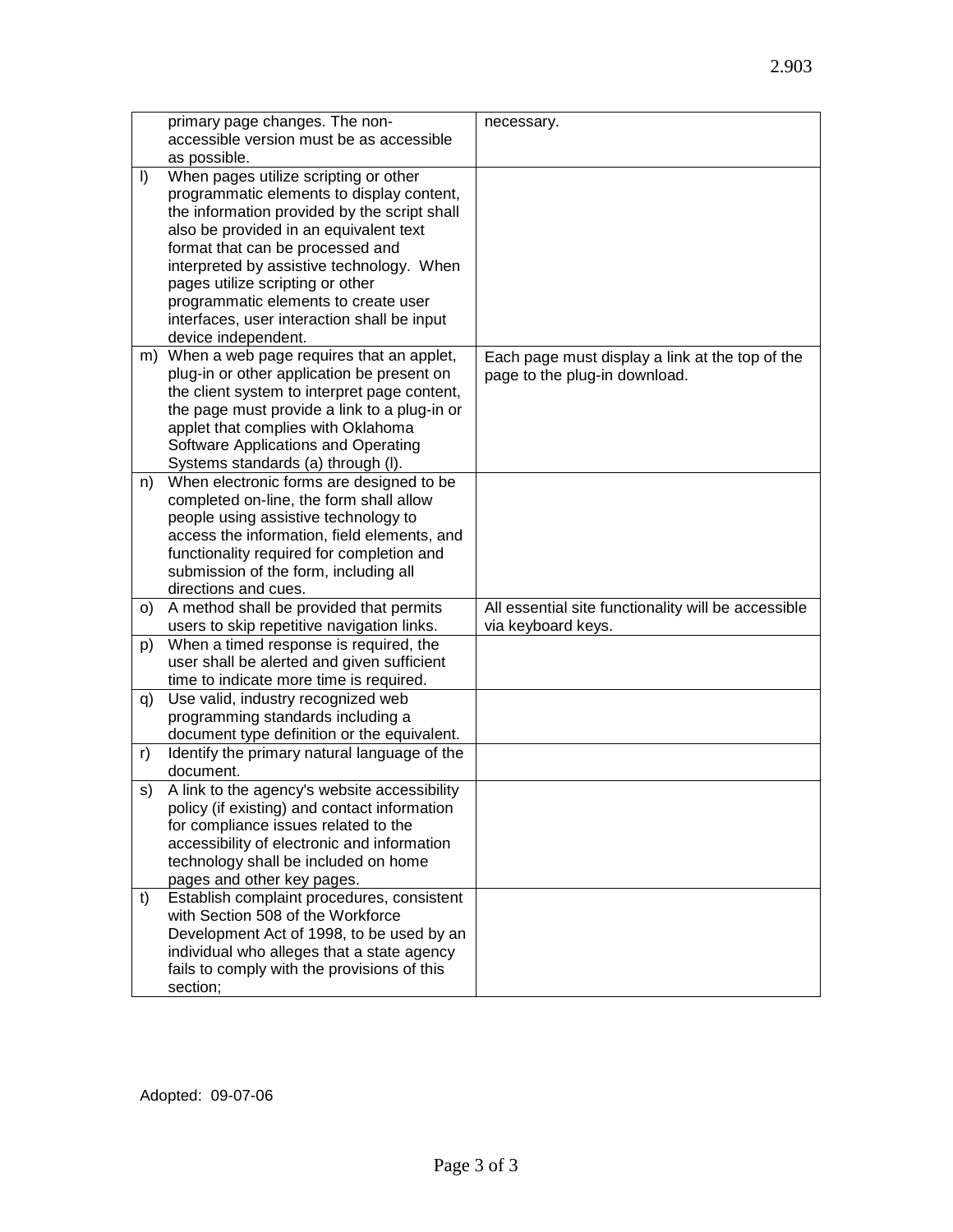| | | |
|---|---|---|
| | primary page changes. The non-accessible version must be as accessible as possible. | necessary. |
| l) | When pages utilize scripting or other programmatic elements to display content, the information provided by the script shall also be provided in an equivalent text format that can be processed and interpreted by assistive technology. When pages utilize scripting or other programmatic elements to create user interfaces, user interaction shall be input device independent. | |
| m) | When a web page requires that an applet, plug-in or other application be present on the client system to interpret page content, the page must provide a link to a plug-in or applet that complies with Oklahoma Software Applications and Operating Systems standards (a) through (l). | Each page must display a link at the top of the page to the plug-in download. |
| n) | When electronic forms are designed to be completed on-line, the form shall allow people using assistive technology to access the information, field elements, and functionality required for completion and submission of the form, including all directions and cues. | |
| o) | A method shall be provided that permits users to skip repetitive navigation links. | All essential site functionality will be accessible via keyboard keys. |
| p) | When a timed response is required, the user shall be alerted and given sufficient time to indicate more time is required. | |
| q) | Use valid, industry recognized web programming standards including a document type definition or the equivalent. | |
| r) | Identify the primary natural language of the document. | |
| s) | A link to the agency's website accessibility policy (if existing) and contact information for compliance issues related to the accessibility of electronic and information technology shall be included on home pages and other key pages. | |
| t) | Establish complaint procedures, consistent with Section 508 of the Workforce Development Act of 1998, to be used by an individual who alleges that a state agency fails to comply with the provisions of this section; | |

Adopted: 09-07-06